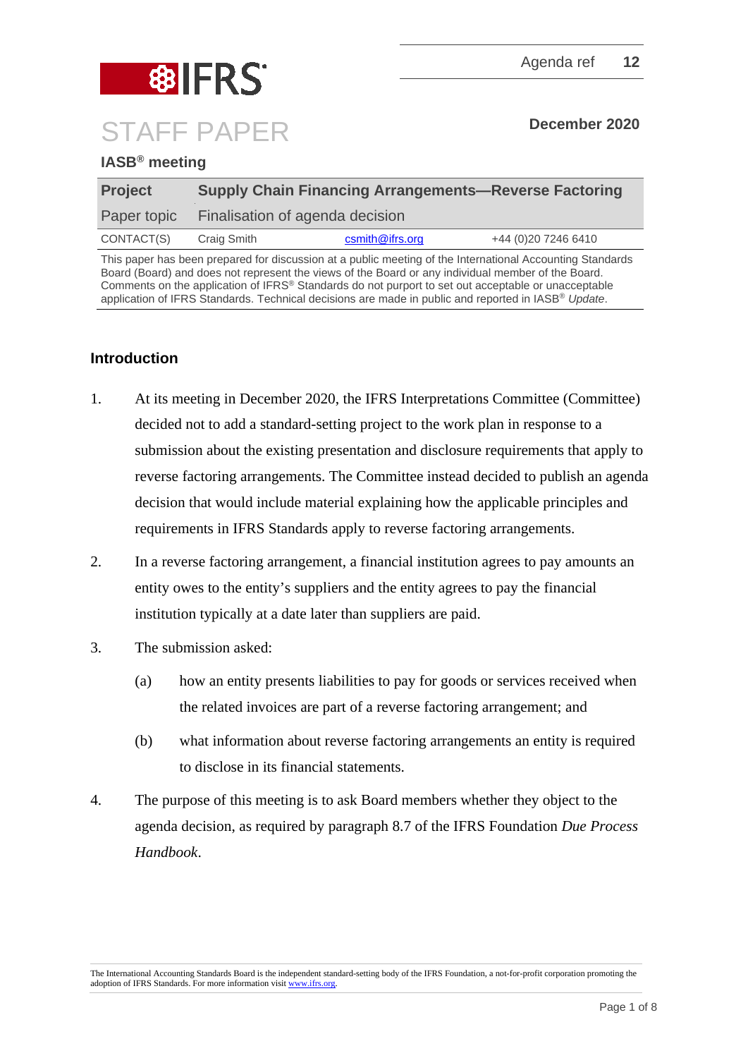Agenda ref 12

# STAFF PAPER

**December 2020**

## IASB® meeting

| **Project** | **Supply Chain Financing Arrangements—Reverse Factoring** | | |
|---|---|---|---|
| Paper topic | Finalisation of agenda decision | | |
| CONTACT(S) | Craig Smith | csmith@ifrs.org | +44 (0)20 7246 6410 |

This paper has been prepared for discussion at a public meeting of the International Accounting Standards Board (Board) and does not represent the views of the Board or any individual member of the Board. Comments on the application of IFRS® Standards do not purport to set out acceptable or unacceptable application of IFRS Standards. Technical decisions are made in public and reported in IASB® *Update*.

## Introduction

1. At its meeting in December 2020, the IFRS Interpretations Committee (Committee) decided not to add a standard-setting project to the work plan in response to a submission about the existing presentation and disclosure requirements that apply to reverse factoring arrangements. The Committee instead decided to publish an agenda decision that would include material explaining how the applicable principles and requirements in IFRS Standards apply to reverse factoring arrangements.

2. In a reverse factoring arrangement, a financial institution agrees to pay amounts an entity owes to the entity's suppliers and the entity agrees to pay the financial institution typically at a date later than suppliers are paid.

3. The submission asked:

   (a) how an entity presents liabilities to pay for goods or services received when the related invoices are part of a reverse factoring arrangement; and

   (b) what information about reverse factoring arrangements an entity is required to disclose in its financial statements.

4. The purpose of this meeting is to ask Board members whether they object to the agenda decision, as required by paragraph 8.7 of the IFRS Foundation *Due Process Handbook*.

The International Accounting Standards Board is the independent standard-setting body of the IFRS Foundation, a not-for-profit corporation promoting the adoption of IFRS Standards. For more information visit www.ifrs.org.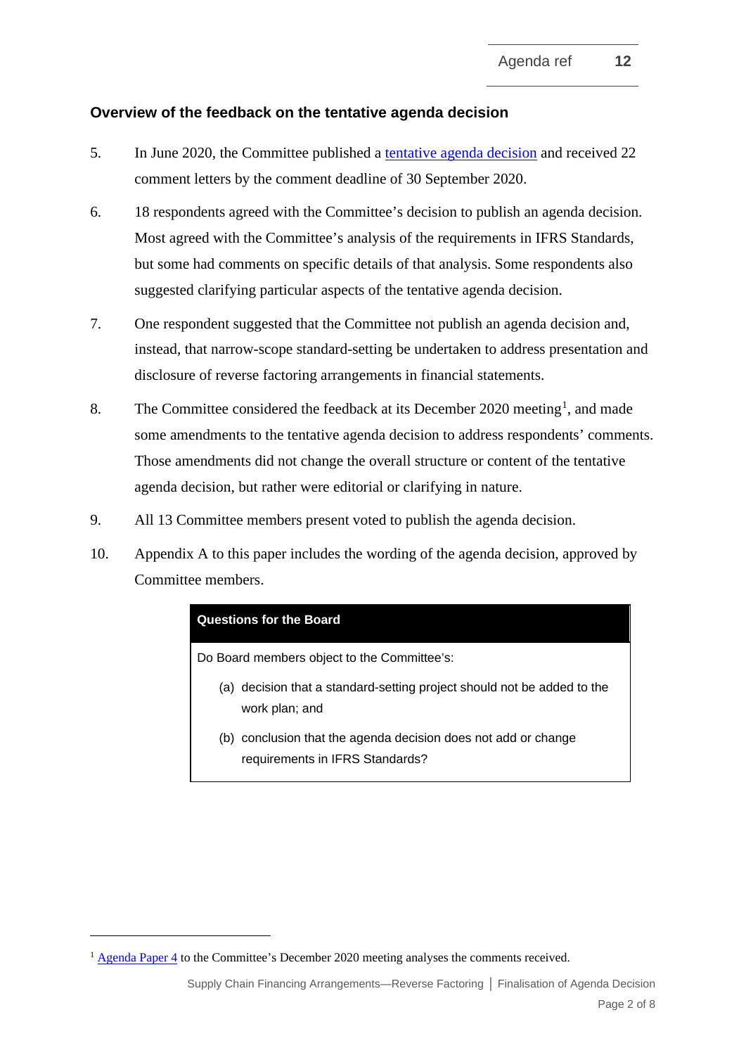## Overview of the feedback on the tentative agenda decision

5. In June 2020, the Committee published a tentative agenda decision and received 22 comment letters by the comment deadline of 30 September 2020.

6. 18 respondents agreed with the Committee's decision to publish an agenda decision. Most agreed with the Committee's analysis of the requirements in IFRS Standards, but some had comments on specific details of that analysis. Some respondents also suggested clarifying particular aspects of the tentative agenda decision.

7. One respondent suggested that the Committee not publish an agenda decision and, instead, that narrow-scope standard-setting be undertaken to address presentation and disclosure of reverse factoring arrangements in financial statements.

8. The Committee considered the feedback at its December 2020 meeting[1], and made some amendments to the tentative agenda decision to address respondents' comments. Those amendments did not change the overall structure or content of the tentative agenda decision, but rather were editorial or clarifying in nature.

9. All 13 Committee members present voted to publish the agenda decision.

10. Appendix A to this paper includes the wording of the agenda decision, approved by Committee members.

> **Questions for the Board**
>
> Do Board members object to the Committee's:
>
> (a) decision that a standard-setting project should not be added to the work plan; and
>
> (b) conclusion that the agenda decision does not add or change requirements in IFRS Standards?

[1] Agenda Paper 4 to the Committee's December 2020 meeting analyses the comments received.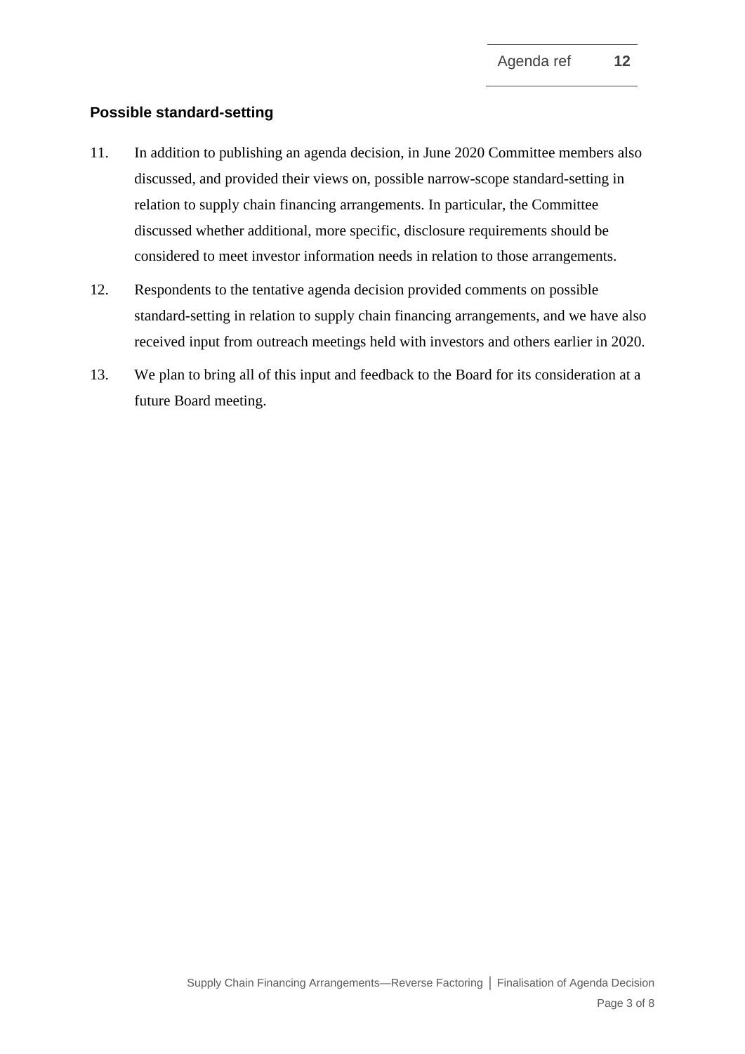## Possible standard-setting

11. In addition to publishing an agenda decision, in June 2020 Committee members also discussed, and provided their views on, possible narrow-scope standard-setting in relation to supply chain financing arrangements. In particular, the Committee discussed whether additional, more specific, disclosure requirements should be considered to meet investor information needs in relation to those arrangements.

12. Respondents to the tentative agenda decision provided comments on possible standard-setting in relation to supply chain financing arrangements, and we have also received input from outreach meetings held with investors and others earlier in 2020.

13. We plan to bring all of this input and feedback to the Board for its consideration at a future Board meeting.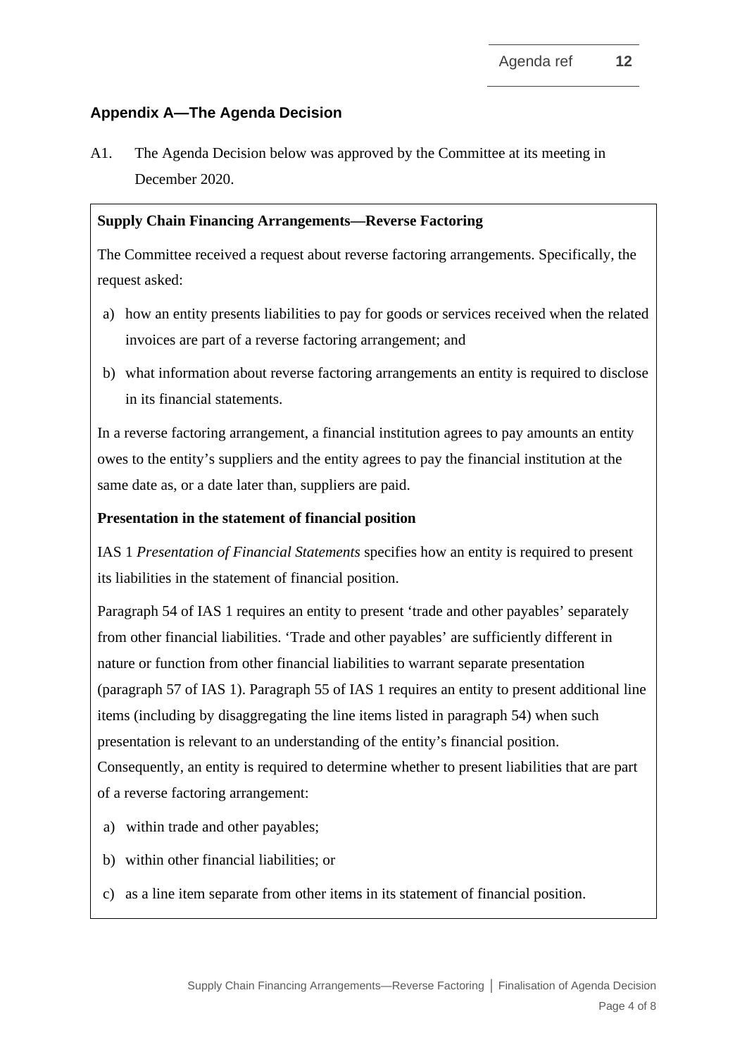## Appendix A—The Agenda Decision

A1. The Agenda Decision below was approved by the Committee at its meeting in December 2020.

**Supply Chain Financing Arrangements—Reverse Factoring**

The Committee received a request about reverse factoring arrangements. Specifically, the request asked:

a) how an entity presents liabilities to pay for goods or services received when the related invoices are part of a reverse factoring arrangement; and

b) what information about reverse factoring arrangements an entity is required to disclose in its financial statements.

In a reverse factoring arrangement, a financial institution agrees to pay amounts an entity owes to the entity's suppliers and the entity agrees to pay the financial institution at the same date as, or a date later than, suppliers are paid.

**Presentation in the statement of financial position**

IAS 1 *Presentation of Financial Statements* specifies how an entity is required to present its liabilities in the statement of financial position.

Paragraph 54 of IAS 1 requires an entity to present 'trade and other payables' separately from other financial liabilities. 'Trade and other payables' are sufficiently different in nature or function from other financial liabilities to warrant separate presentation (paragraph 57 of IAS 1). Paragraph 55 of IAS 1 requires an entity to present additional line items (including by disaggregating the line items listed in paragraph 54) when such presentation is relevant to an understanding of the entity's financial position. Consequently, an entity is required to determine whether to present liabilities that are part of a reverse factoring arrangement:

a) within trade and other payables;

b) within other financial liabilities; or

c) as a line item separate from other items in its statement of financial position.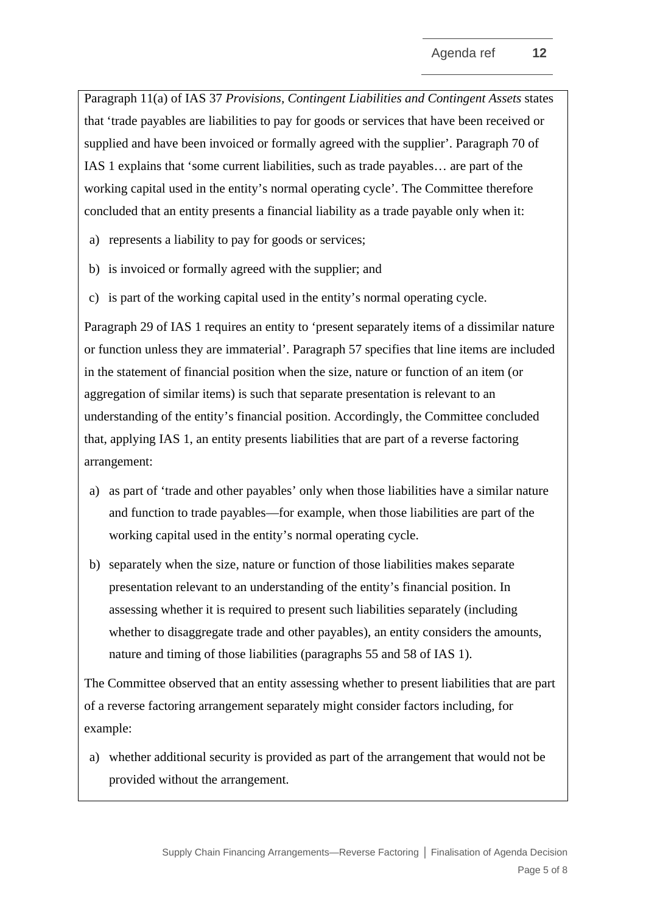Paragraph 11(a) of IAS 37 *Provisions, Contingent Liabilities and Contingent Assets* states that 'trade payables are liabilities to pay for goods or services that have been received or supplied and have been invoiced or formally agreed with the supplier'. Paragraph 70 of IAS 1 explains that 'some current liabilities, such as trade payables… are part of the working capital used in the entity's normal operating cycle'. The Committee therefore concluded that an entity presents a financial liability as a trade payable only when it:

a) represents a liability to pay for goods or services;

b) is invoiced or formally agreed with the supplier; and

c) is part of the working capital used in the entity's normal operating cycle.

Paragraph 29 of IAS 1 requires an entity to 'present separately items of a dissimilar nature or function unless they are immaterial'. Paragraph 57 specifies that line items are included in the statement of financial position when the size, nature or function of an item (or aggregation of similar items) is such that separate presentation is relevant to an understanding of the entity's financial position. Accordingly, the Committee concluded that, applying IAS 1, an entity presents liabilities that are part of a reverse factoring arrangement:

a) as part of 'trade and other payables' only when those liabilities have a similar nature and function to trade payables—for example, when those liabilities are part of the working capital used in the entity's normal operating cycle.

b) separately when the size, nature or function of those liabilities makes separate presentation relevant to an understanding of the entity's financial position. In assessing whether it is required to present such liabilities separately (including whether to disaggregate trade and other payables), an entity considers the amounts, nature and timing of those liabilities (paragraphs 55 and 58 of IAS 1).

The Committee observed that an entity assessing whether to present liabilities that are part of a reverse factoring arrangement separately might consider factors including, for example:

a) whether additional security is provided as part of the arrangement that would not be provided without the arrangement.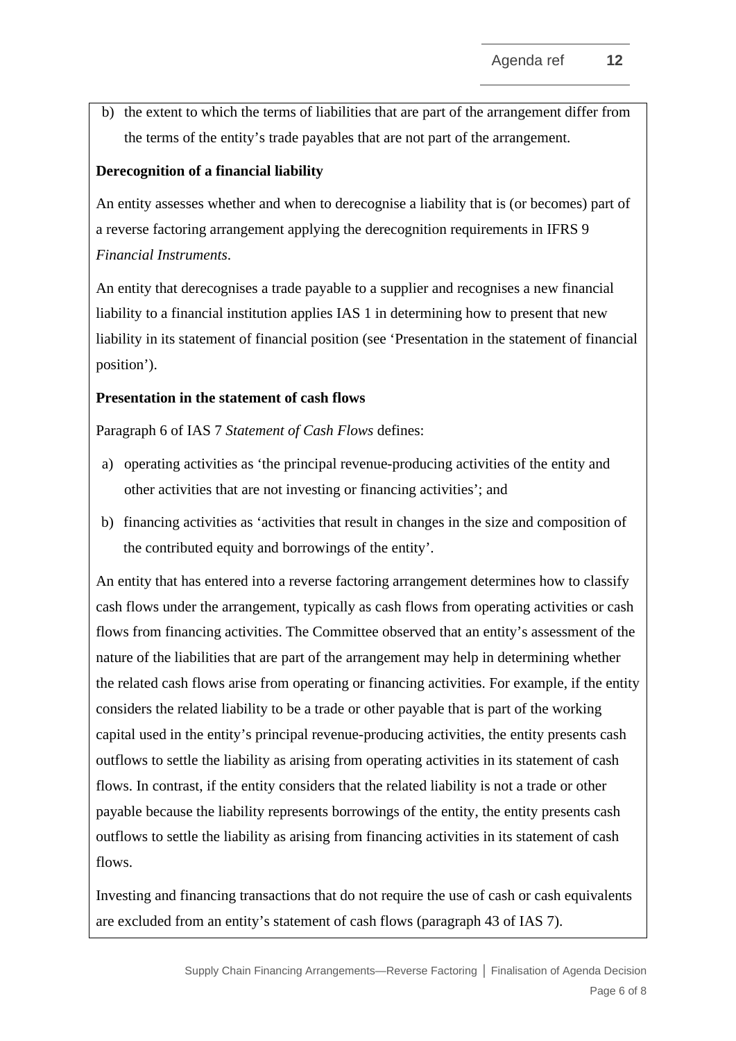b) the extent to which the terms of liabilities that are part of the arrangement differ from the terms of the entity's trade payables that are not part of the arrangement.

**Derecognition of a financial liability**

An entity assesses whether and when to derecognise a liability that is (or becomes) part of a reverse factoring arrangement applying the derecognition requirements in IFRS 9 *Financial Instruments*.

An entity that derecognises a trade payable to a supplier and recognises a new financial liability to a financial institution applies IAS 1 in determining how to present that new liability in its statement of financial position (see 'Presentation in the statement of financial position').

**Presentation in the statement of cash flows**

Paragraph 6 of IAS 7 *Statement of Cash Flows* defines:

a) operating activities as 'the principal revenue-producing activities of the entity and other activities that are not investing or financing activities'; and

b) financing activities as 'activities that result in changes in the size and composition of the contributed equity and borrowings of the entity'.

An entity that has entered into a reverse factoring arrangement determines how to classify cash flows under the arrangement, typically as cash flows from operating activities or cash flows from financing activities. The Committee observed that an entity's assessment of the nature of the liabilities that are part of the arrangement may help in determining whether the related cash flows arise from operating or financing activities. For example, if the entity considers the related liability to be a trade or other payable that is part of the working capital used in the entity's principal revenue-producing activities, the entity presents cash outflows to settle the liability as arising from operating activities in its statement of cash flows. In contrast, if the entity considers that the related liability is not a trade or other payable because the liability represents borrowings of the entity, the entity presents cash outflows to settle the liability as arising from financing activities in its statement of cash flows.

Investing and financing transactions that do not require the use of cash or cash equivalents are excluded from an entity's statement of cash flows (paragraph 43 of IAS 7).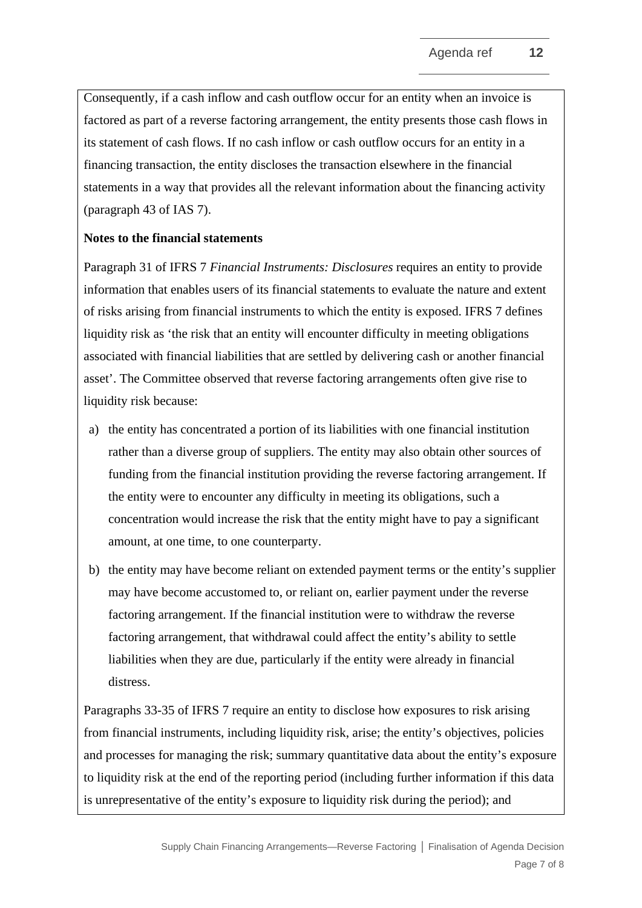Consequently, if a cash inflow and cash outflow occur for an entity when an invoice is factored as part of a reverse factoring arrangement, the entity presents those cash flows in its statement of cash flows. If no cash inflow or cash outflow occurs for an entity in a financing transaction, the entity discloses the transaction elsewhere in the financial statements in a way that provides all the relevant information about the financing activity (paragraph 43 of IAS 7).

**Notes to the financial statements**

Paragraph 31 of IFRS 7 *Financial Instruments: Disclosures* requires an entity to provide information that enables users of its financial statements to evaluate the nature and extent of risks arising from financial instruments to which the entity is exposed. IFRS 7 defines liquidity risk as 'the risk that an entity will encounter difficulty in meeting obligations associated with financial liabilities that are settled by delivering cash or another financial asset'. The Committee observed that reverse factoring arrangements often give rise to liquidity risk because:

a) the entity has concentrated a portion of its liabilities with one financial institution rather than a diverse group of suppliers. The entity may also obtain other sources of funding from the financial institution providing the reverse factoring arrangement. If the entity were to encounter any difficulty in meeting its obligations, such a concentration would increase the risk that the entity might have to pay a significant amount, at one time, to one counterparty.

b) the entity may have become reliant on extended payment terms or the entity's supplier may have become accustomed to, or reliant on, earlier payment under the reverse factoring arrangement. If the financial institution were to withdraw the reverse factoring arrangement, that withdrawal could affect the entity's ability to settle liabilities when they are due, particularly if the entity were already in financial distress.

Paragraphs 33-35 of IFRS 7 require an entity to disclose how exposures to risk arising from financial instruments, including liquidity risk, arise; the entity's objectives, policies and processes for managing the risk; summary quantitative data about the entity's exposure to liquidity risk at the end of the reporting period (including further information if this data is unrepresentative of the entity's exposure to liquidity risk during the period); and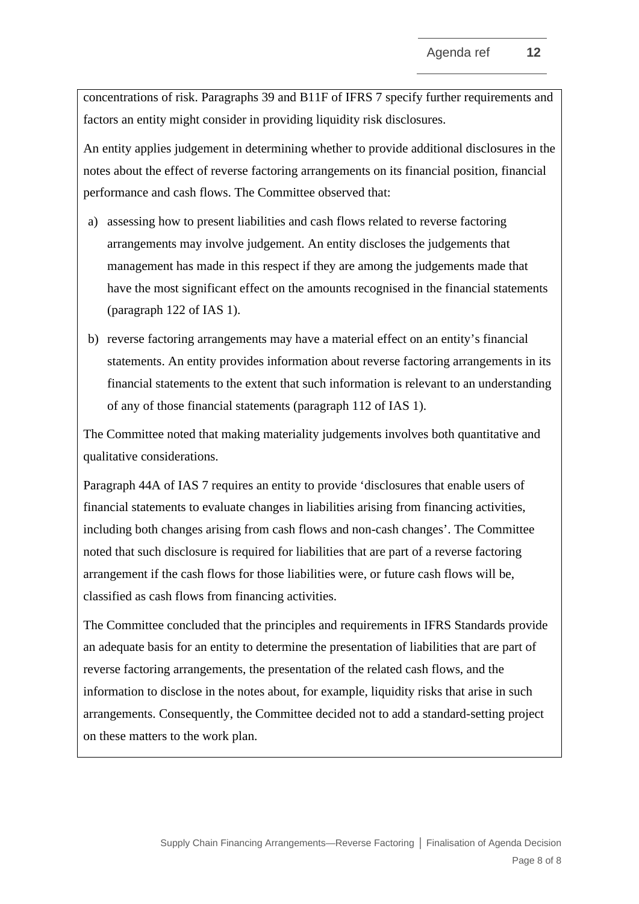concentrations of risk. Paragraphs 39 and B11F of IFRS 7 specify further requirements and factors an entity might consider in providing liquidity risk disclosures.

An entity applies judgement in determining whether to provide additional disclosures in the notes about the effect of reverse factoring arrangements on its financial position, financial performance and cash flows. The Committee observed that:

a) assessing how to present liabilities and cash flows related to reverse factoring arrangements may involve judgement. An entity discloses the judgements that management has made in this respect if they are among the judgements made that have the most significant effect on the amounts recognised in the financial statements (paragraph 122 of IAS 1).

b) reverse factoring arrangements may have a material effect on an entity's financial statements. An entity provides information about reverse factoring arrangements in its financial statements to the extent that such information is relevant to an understanding of any of those financial statements (paragraph 112 of IAS 1).

The Committee noted that making materiality judgements involves both quantitative and qualitative considerations.

Paragraph 44A of IAS 7 requires an entity to provide 'disclosures that enable users of financial statements to evaluate changes in liabilities arising from financing activities, including both changes arising from cash flows and non-cash changes'. The Committee noted that such disclosure is required for liabilities that are part of a reverse factoring arrangement if the cash flows for those liabilities were, or future cash flows will be, classified as cash flows from financing activities.

The Committee concluded that the principles and requirements in IFRS Standards provide an adequate basis for an entity to determine the presentation of liabilities that are part of reverse factoring arrangements, the presentation of the related cash flows, and the information to disclose in the notes about, for example, liquidity risks that arise in such arrangements. Consequently, the Committee decided not to add a standard-setting project on these matters to the work plan.